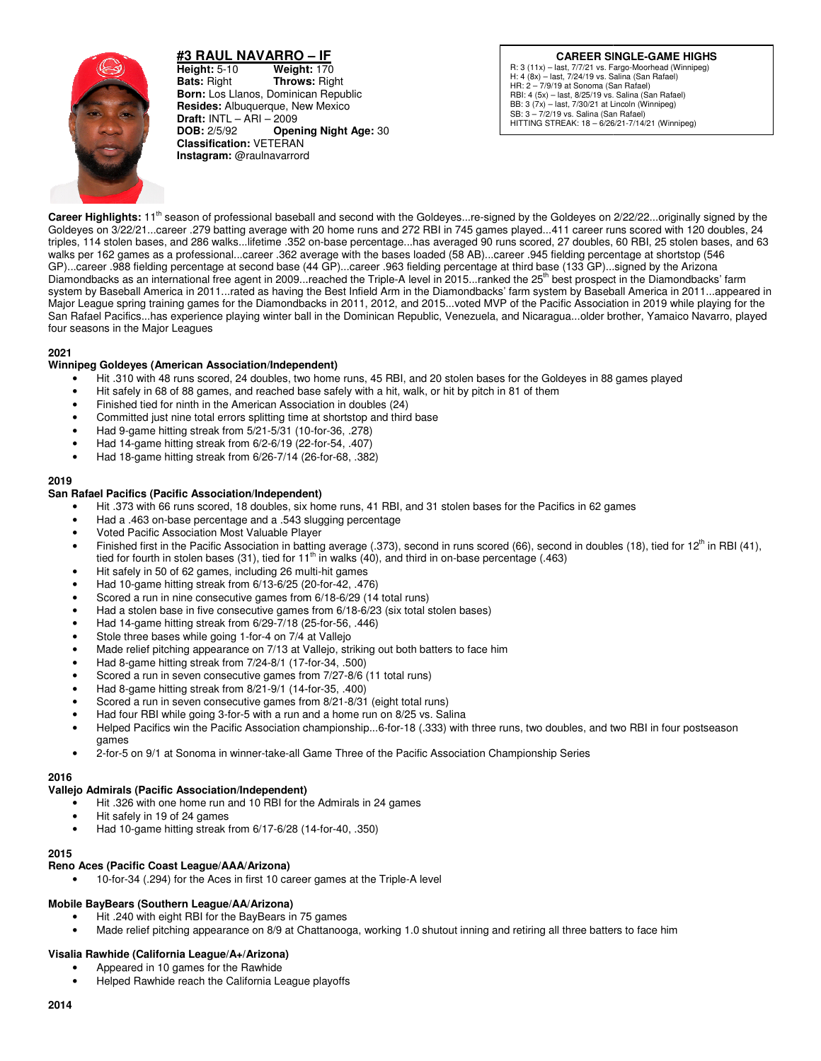## #3 RAUL NAVARRO – IF

**Height:** 5-10 **Weight:** 170
**Bats:** Right **Throws:** Right
**Born:** Los Llanos, Dominican Republic
**Resides:** Albuquerque, New Mexico
**Draft:** INTL – ARI – 2009
**DOB:** 2/5/92 **Opening Night Age:** 30
**Classification:** VETERAN
**Instagram:** @raulnavarrord

**CAREER SINGLE-GAME HIGHS**
R: 3 (11x) – last, 7/7/21 vs. Fargo-Moorhead (Winnipeg)
H: 4 (8x) – last, 7/24/19 vs. Salina (San Rafael)
HR: 2 – 7/9/19 at Sonoma (San Rafael)
RBI: 4 (5x) – last, 8/25/19 vs. Salina (San Rafael)
BB: 3 (7x) – last, 7/30/21 at Lincoln (Winnipeg)
SB: 3 – 7/2/19 vs. Salina (San Rafael)
HITTING STREAK: 18 – 6/26/21-7/14/21 (Winnipeg)

**Career Highlights:** 11th season of professional baseball and second with the Goldeyes...re-signed by the Goldeyes on 2/22/22...originally signed by the Goldeyes on 3/22/21...career .279 batting average with 20 home runs and 272 RBI in 745 games played...411 career runs scored with 120 doubles, 24 triples, 114 stolen bases, and 286 walks...lifetime .352 on-base percentage...has averaged 90 runs scored, 27 doubles, 60 RBI, 25 stolen bases, and 63 walks per 162 games as a professional...career .362 average with the bases loaded (58 AB)...career .945 fielding percentage at shortstop (546 GP)...career .988 fielding percentage at second base (44 GP)...career .963 fielding percentage at third base (133 GP)...signed by the Arizona Diamondbacks as an international free agent in 2009...reached the Triple-A level in 2015...ranked the 25th best prospect in the Diamondbacks' farm system by Baseball America in 2011...rated as having the Best Infield Arm in the Diamondbacks' farm system by Baseball America in 2011...appeared in Major League spring training games for the Diamondbacks in 2011, 2012, and 2015...voted MVP of the Pacific Association in 2019 while playing for the San Rafael Pacifics...has experience playing winter ball in the Dominican Republic, Venezuela, and Nicaragua...older brother, Yamaico Navarro, played four seasons in the Major Leagues

### 2021
**Winnipeg Goldeyes (American Association/Independent)**
- Hit .310 with 48 runs scored, 24 doubles, two home runs, 45 RBI, and 20 stolen bases for the Goldeyes in 88 games played
- Hit safely in 68 of 88 games, and reached base safely with a hit, walk, or hit by pitch in 81 of them
- Finished tied for ninth in the American Association in doubles (24)
- Committed just nine total errors splitting time at shortstop and third base
- Had 9-game hitting streak from 5/21-5/31 (10-for-36, .278)
- Had 14-game hitting streak from 6/2-6/19 (22-for-54, .407)
- Had 18-game hitting streak from 6/26-7/14 (26-for-68, .382)

### 2019
**San Rafael Pacifics (Pacific Association/Independent)**
- Hit .373 with 66 runs scored, 18 doubles, six home runs, 41 RBI, and 31 stolen bases for the Pacifics in 62 games
- Had a .463 on-base percentage and a .543 slugging percentage
- Voted Pacific Association Most Valuable Player
- Finished first in the Pacific Association in batting average (.373), second in runs scored (66), second in doubles (18), tied for 12th in RBI (41), tied for fourth in stolen bases (31), tied for 11th in walks (40), and third in on-base percentage (.463)
- Hit safely in 50 of 62 games, including 26 multi-hit games
- Had 10-game hitting streak from 6/13-6/25 (20-for-42, .476)
- Scored a run in nine consecutive games from 6/18-6/29 (14 total runs)
- Had a stolen base in five consecutive games from 6/18-6/23 (six total stolen bases)
- Had 14-game hitting streak from 6/29-7/18 (25-for-56, .446)
- Stole three bases while going 1-for-4 on 7/4 at Vallejo
- Made relief pitching appearance on 7/13 at Vallejo, striking out both batters to face him
- Had 8-game hitting streak from 7/24-8/1 (17-for-34, .500)
- Scored a run in seven consecutive games from 7/27-8/6 (11 total runs)
- Had 8-game hitting streak from 8/21-9/1 (14-for-35, .400)
- Scored a run in seven consecutive games from 8/21-8/31 (eight total runs)
- Had four RBI while going 3-for-5 with a run and a home run on 8/25 vs. Salina
- Helped Pacifics win the Pacific Association championship...6-for-18 (.333) with three runs, two doubles, and two RBI in four postseason games
- 2-for-5 on 9/1 at Sonoma in winner-take-all Game Three of the Pacific Association Championship Series

### 2016
**Vallejo Admirals (Pacific Association/Independent)**
- Hit .326 with one home run and 10 RBI for the Admirals in 24 games
- Hit safely in 19 of 24 games
- Had 10-game hitting streak from 6/17-6/28 (14-for-40, .350)

### 2015
**Reno Aces (Pacific Coast League/AAA/Arizona)**
- 10-for-34 (.294) for the Aces in first 10 career games at the Triple-A level

**Mobile BayBears (Southern League/AA/Arizona)**
- Hit .240 with eight RBI for the BayBears in 75 games
- Made relief pitching appearance on 8/9 at Chattanooga, working 1.0 shutout inning and retiring all three batters to face him

**Visalia Rawhide (California League/A+/Arizona)**
- Appeared in 10 games for the Rawhide
- Helped Rawhide reach the California League playoffs

### 2014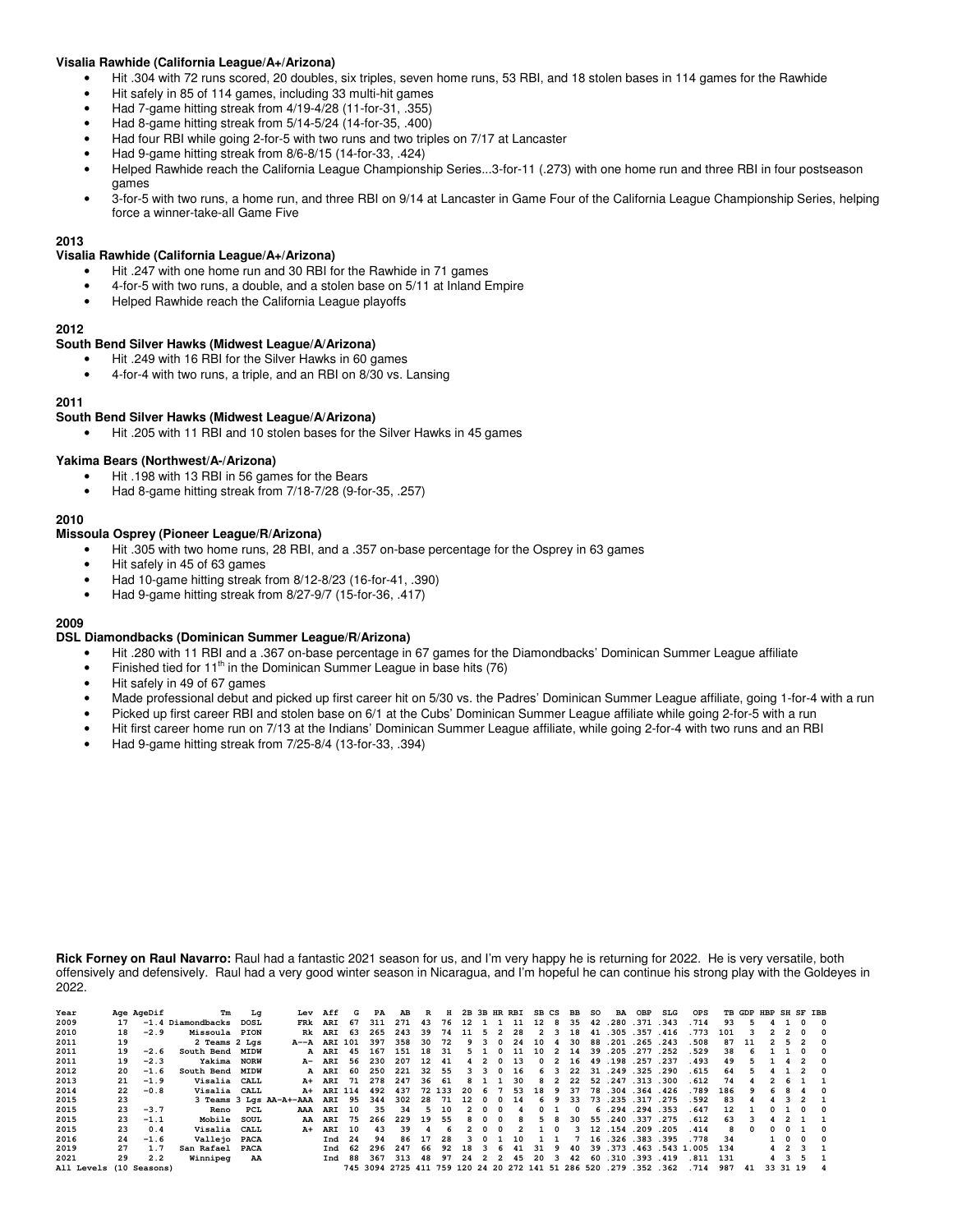**Visalia Rawhide (California League/A+/Arizona)**

- Hit .304 with 72 runs scored, 20 doubles, six triples, seven home runs, 53 RBI, and 18 stolen bases in 114 games for the Rawhide
- Hit safely in 85 of 114 games, including 33 multi-hit games
- Had 7-game hitting streak from 4/19-4/28 (11-for-31, .355)
- Had 8-game hitting streak from 5/14-5/24 (14-for-35, .400)
- Had four RBI while going 2-for-5 with two runs and two triples on 7/17 at Lancaster
- Had 9-game hitting streak from 8/6-8/15 (14-for-33, .424)
- Helped Rawhide reach the California League Championship Series...3-for-11 (.273) with one home run and three RBI in four postseason games
- 3-for-5 with two runs, a home run, and three RBI on 9/14 at Lancaster in Game Four of the California League Championship Series, helping force a winner-take-all Game Five

**2013**

**Visalia Rawhide (California League/A+/Arizona)**

- Hit .247 with one home run and 30 RBI for the Rawhide in 71 games
- 4-for-5 with two runs, a double, and a stolen base on 5/11 at Inland Empire
- Helped Rawhide reach the California League playoffs

**2012**

**South Bend Silver Hawks (Midwest League/A/Arizona)**

- Hit .249 with 16 RBI for the Silver Hawks in 60 games
- 4-for-4 with two runs, a triple, and an RBI on 8/30 vs. Lansing

**2011**

**South Bend Silver Hawks (Midwest League/A/Arizona)**

- Hit .205 with 11 RBI and 10 stolen bases for the Silver Hawks in 45 games

**Yakima Bears (Northwest/A-/Arizona)**

- Hit .198 with 13 RBI in 56 games for the Bears
- Had 8-game hitting streak from 7/18-7/28 (9-for-35, .257)

**2010**

**Missoula Osprey (Pioneer League/R/Arizona)**

- Hit .305 with two home runs, 28 RBI, and a .357 on-base percentage for the Osprey in 63 games
- Hit safely in 45 of 63 games
- Had 10-game hitting streak from 8/12-8/23 (16-for-41, .390)
- Had 9-game hitting streak from 8/27-9/7 (15-for-36, .417)

**2009**

**DSL Diamondbacks (Dominican Summer League/R/Arizona)**

- Hit .280 with 11 RBI and a .367 on-base percentage in 67 games for the Diamondbacks' Dominican Summer League affiliate
- Finished tied for 11th in the Dominican Summer League in base hits (76)
- Hit safely in 49 of 67 games
- Made professional debut and picked up first career hit on 5/30 vs. the Padres' Dominican Summer League affiliate, going 1-for-4 with a run
- Picked up first career RBI and stolen base on 6/1 at the Cubs' Dominican Summer League affiliate while going 2-for-5 with a run
- Hit first career home run on 7/13 at the Indians' Dominican Summer League affiliate, while going 2-for-4 with two runs and an RBI
- Had 9-game hitting streak from 7/25-8/4 (13-for-33, .394)

**Rick Forney on Raul Navarro:** Raul had a fantastic 2021 season for us, and I'm very happy he is returning for 2022. He is very versatile, both offensively and defensively. Raul had a very good winter season in Nicaragua, and I'm hopeful he can continue his strong play with the Goldeyes in 2022.

| Year | Age | AgeDif | Tm | Lg | Lev | Aff | G | PA | AB | R | H | 2B | 3B | HR | RBI | SB | CS | BB | SO | BA | OBP | SLG | OPS | TB | GDP | HBP | SH | SF | IBB |
|---|---|---|---|---|---|---|---|---|---|---|---|---|---|---|---|---|---|---|---|---|---|---|---|---|---|---|---|---|---|
| 2009 | 17 | -1.4 | Diamondbacks | DOSL | FRk | ARI | 67 | 311 | 271 | 43 | 76 | 12 | 1 | 1 | 11 | 12 | 8 | 35 | 42 | .280 | .371 | .343 | .714 | 93 | 5 | 4 | 1 | 0 | 0 |
| 2010 | 18 | -2.9 | Missoula | PION | Rk | ARI | 63 | 265 | 243 | 39 | 74 | 11 | 5 | 2 | 28 | 2 | 3 | 18 | 41 | .305 | .357 | .416 | .773 | 101 | 3 | 2 | 2 | 0 | 0 |
| 2011 | 19 | | 2 Teams | 2 Lgs | A--A | ARI | 101 | 397 | 358 | 30 | 72 | 9 | 3 | 0 | 24 | 10 | 4 | 30 | 88 | .201 | .265 | .243 | .508 | 87 | 11 | 2 | 5 | 2 | 0 |
| 2011 | 19 | -2.6 | South Bend | MIDW | A | ARI | 45 | 167 | 151 | 18 | 31 | 5 | 1 | 0 | 11 | 10 | 2 | 14 | 39 | .205 | .277 | .252 | .529 | 38 | 6 | 1 | 1 | 0 | 0 |
| 2011 | 19 | -2.3 | Yakima | NORW | A- | ARI | 56 | 230 | 207 | 12 | 41 | 4 | 2 | 0 | 13 | 0 | 2 | 16 | 49 | .198 | .257 | .237 | .493 | 49 | 5 | 1 | 4 | 2 | 0 |
| 2012 | 20 | -1.6 | South Bend | MIDW | A | ARI | 60 | 250 | 221 | 32 | 55 | 3 | 3 | 0 | 16 | 6 | 3 | 22 | 31 | .249 | .325 | .290 | .615 | 64 | 5 | 4 | 1 | 2 | 0 |
| 2013 | 21 | -1.9 | Visalia | CALL | A+ | ARI | 71 | 278 | 247 | 36 | 61 | 8 | 1 | 1 | 30 | 8 | 2 | 22 | 52 | .247 | .313 | .300 | .612 | 74 | 4 | 2 | 6 | 1 | 1 |
| 2014 | 22 | -0.8 | Visalia | CALL | A+ | ARI | 114 | 492 | 437 | 72 | 133 | 20 | 6 | 7 | 53 | 18 | 9 | 37 | 78 | .304 | .364 | .426 | .789 | 186 | 9 | 6 | 8 | 4 | 0 |
| 2015 | 23 | | 3 Teams | 3 Lgs | AA-A+-AAA | ARI | 95 | 344 | 302 | 28 | 71 | 12 | 0 | 0 | 14 | 6 | 9 | 33 | 73 | .235 | .317 | .275 | .592 | 83 | 4 | 4 | 3 | 2 | 1 |
| 2015 | 23 | -3.7 | Reno | PCL | AAA | ARI | 10 | 35 | 34 | 5 | 10 | 2 | 0 | 0 | 4 | 0 | 1 | 0 | 6 | .294 | .294 | .353 | .647 | 12 | 1 | 0 | 1 | 0 | 0 |
| 2015 | 23 | -1.1 | Mobile | SOUL | AA | ARI | 75 | 266 | 229 | 19 | 55 | 8 | 0 | 0 | 8 | 5 | 8 | 30 | 55 | .240 | .337 | .275 | .612 | 63 | 3 | 4 | 2 | 1 | 1 |
| 2015 | 23 | 0.4 | Visalia | CALL | A+ | ARI | 10 | 43 | 39 | 4 | 6 | 2 | 0 | 0 | 2 | 1 | 0 | 3 | 12 | .154 | .209 | .205 | .414 | 8 | 0 | 0 | 0 | 1 | 0 |
| 2016 | 24 | -1.6 | Vallejo | PACA | Ind | | 24 | 94 | 86 | 17 | 28 | 3 | 0 | 1 | 10 | 1 | 1 | 7 | 16 | .326 | .383 | .395 | .778 | 34 | | 1 | 0 | 0 | 0 |
| 2019 | 27 | 1.7 | San Rafael | PACA | Ind | | 62 | 296 | 247 | 66 | 92 | 18 | 3 | 6 | 41 | 31 | 9 | 40 | 39 | .373 | .463 | .543 | 1.005 | 134 | | 4 | 2 | 3 | 1 |
| 2021 | 29 | 2.2 | Winnipeg | AA | Ind | | 88 | 367 | 313 | 48 | 97 | 24 | 2 | 2 | 45 | 20 | 3 | 42 | 60 | .310 | .393 | .419 | .811 | 131 | | 4 | 3 | 5 | 1 |
| All Levels (10 Seasons) | | | | | | | 745 | 3094 | 2725 | 411 | 759 | 120 | 24 | 20 | 272 | 141 | 51 | 286 | 520 | .279 | .352 | .362 | .714 | 987 | 41 | 33 | 31 | 19 | 4 |